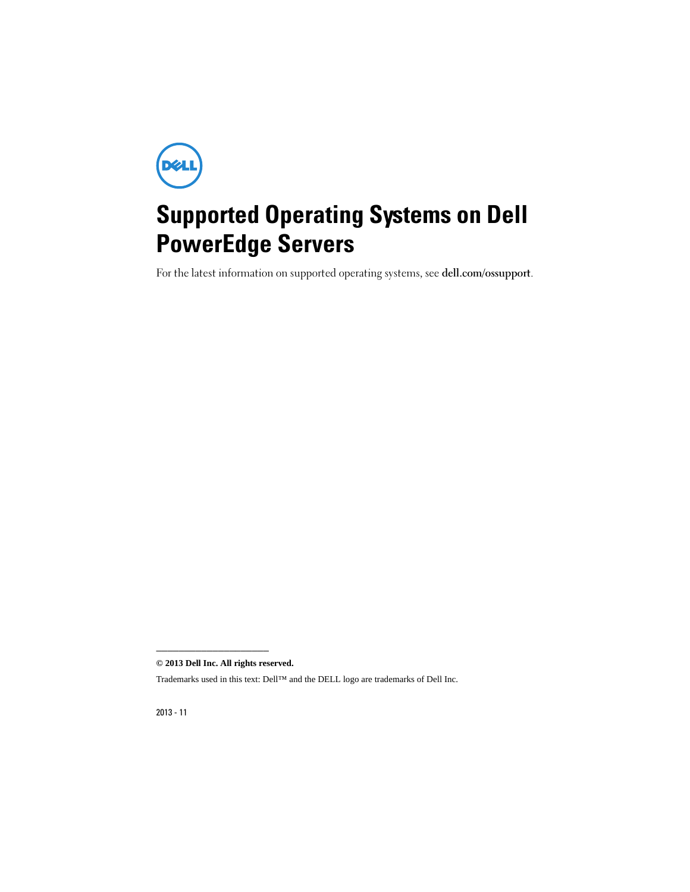# Supported Operating Systems on Dell PowerEdge Servers

For the latest information on supported operating systems, see **dell.com/ossupport**.

---

**© 2013 Dell Inc. All rights reserved.**

Trademarks used in this text: Dell™ and the DELL logo are trademarks of Dell Inc.

2013 - 11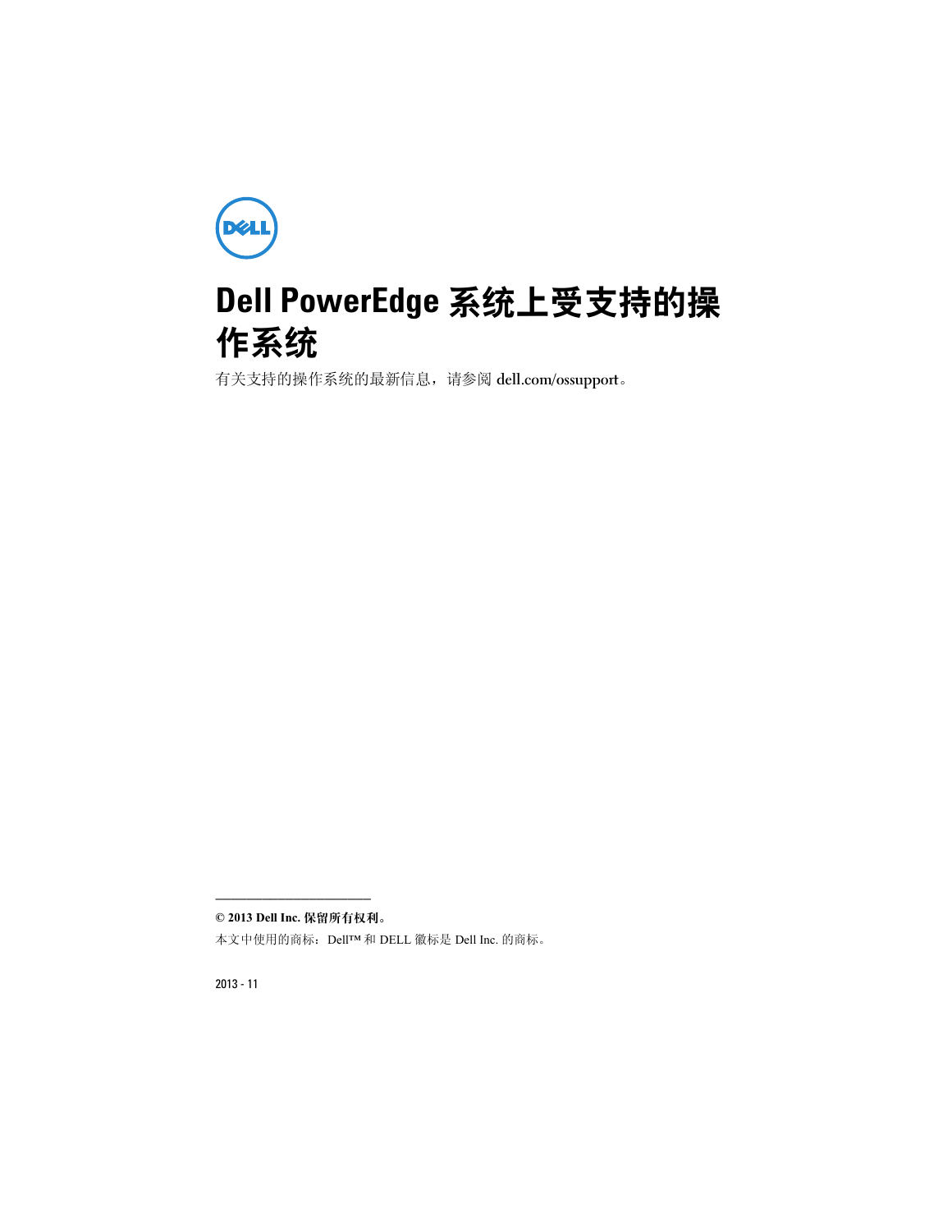# Dell PowerEdge 系统上受支持的操作系统

有关支持的操作系统的最新信息，请参阅 dell.com/ossupport。

---

**© 2013 Dell Inc. 保留所有权利。**

本文中使用的商标：Dell™ 和 DELL 徽标是 Dell Inc. 的商标。

2013 - 11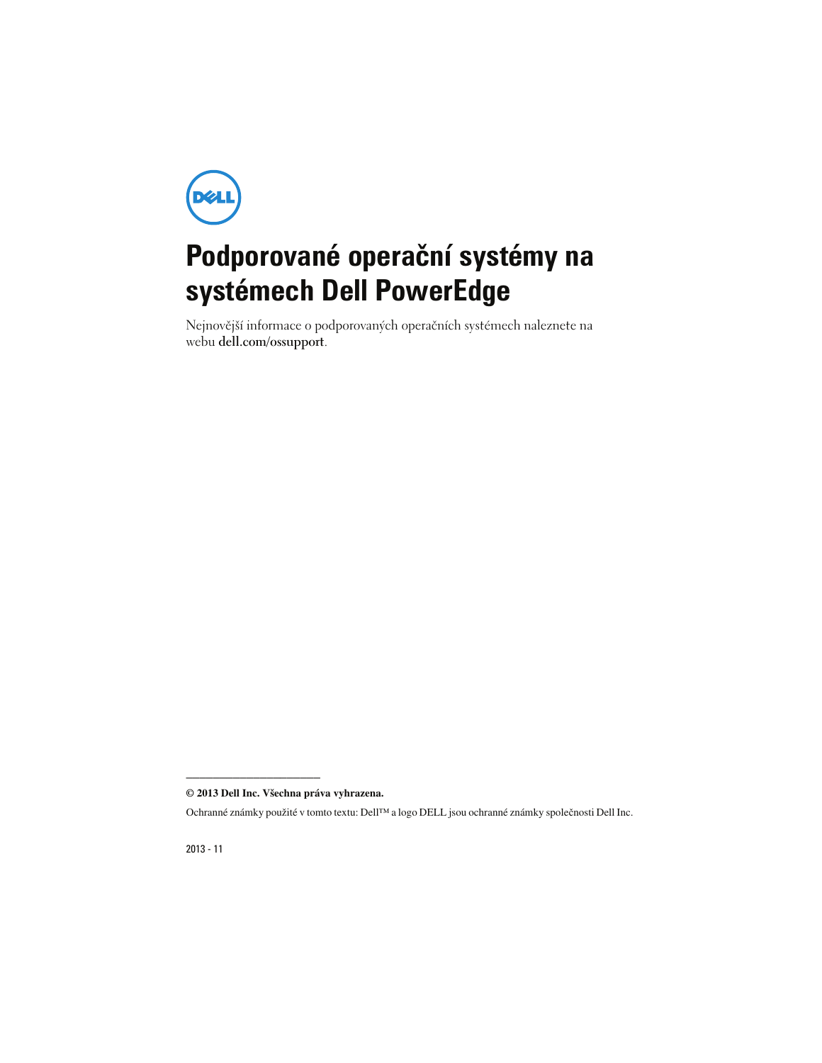# Podporované operační systémy na systémech Dell PowerEdge

Nejnovější informace o podporovaných operačních systémech naleznete na webu **dell.com/ossupport**.

---

**© 2013 Dell Inc. Všechna práva vyhrazena.**

Ochranné známky použité v tomto textu: Dell™ a logo DELL jsou ochranné známky společnosti Dell Inc.

2013 - 11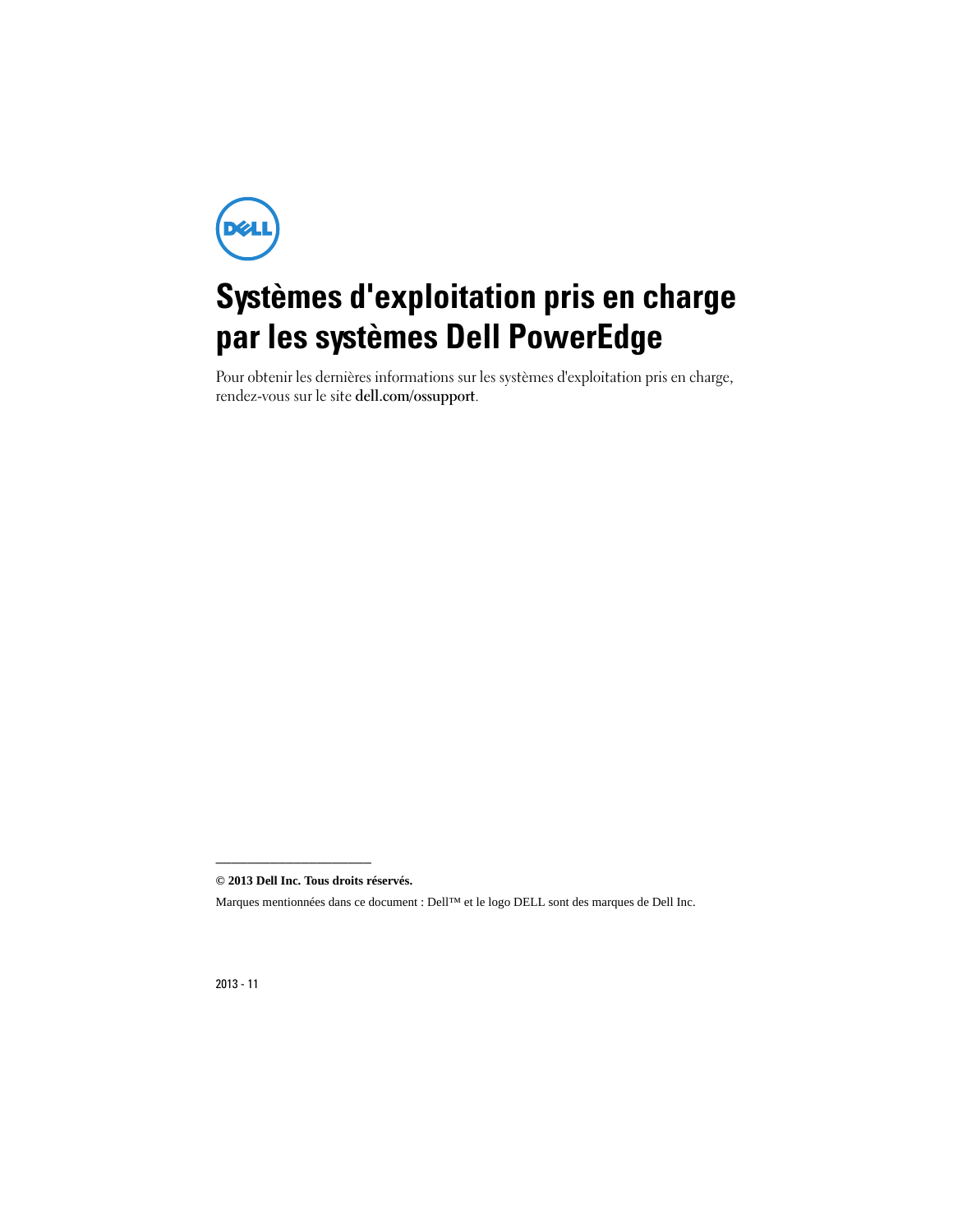# Systèmes d'exploitation pris en charge par les systèmes Dell PowerEdge

Pour obtenir les dernières informations sur les systèmes d'exploitation pris en charge, rendez-vous sur le site **dell.com/ossupport**.

---

**© 2013 Dell Inc. Tous droits réservés.**

Marques mentionnées dans ce document : Dell™ et le logo DELL sont des marques de Dell Inc.

2013 - 11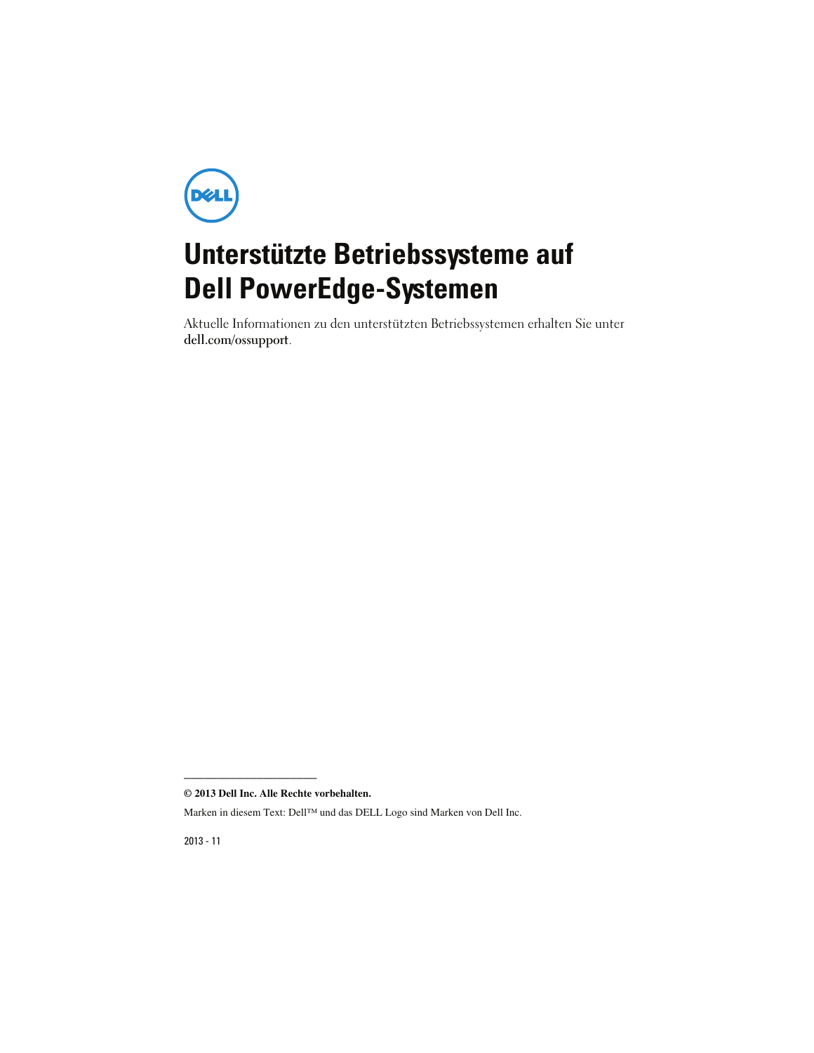# Unterstützte Betriebssysteme auf Dell PowerEdge-Systemen

Aktuelle Informationen zu den unterstützten Betriebssystemen erhalten Sie unter **dell.com/ossupport**.

---

**© 2013 Dell Inc. Alle Rechte vorbehalten.**

Marken in diesem Text: Dell™ und das DELL Logo sind Marken von Dell Inc.

2013 - 11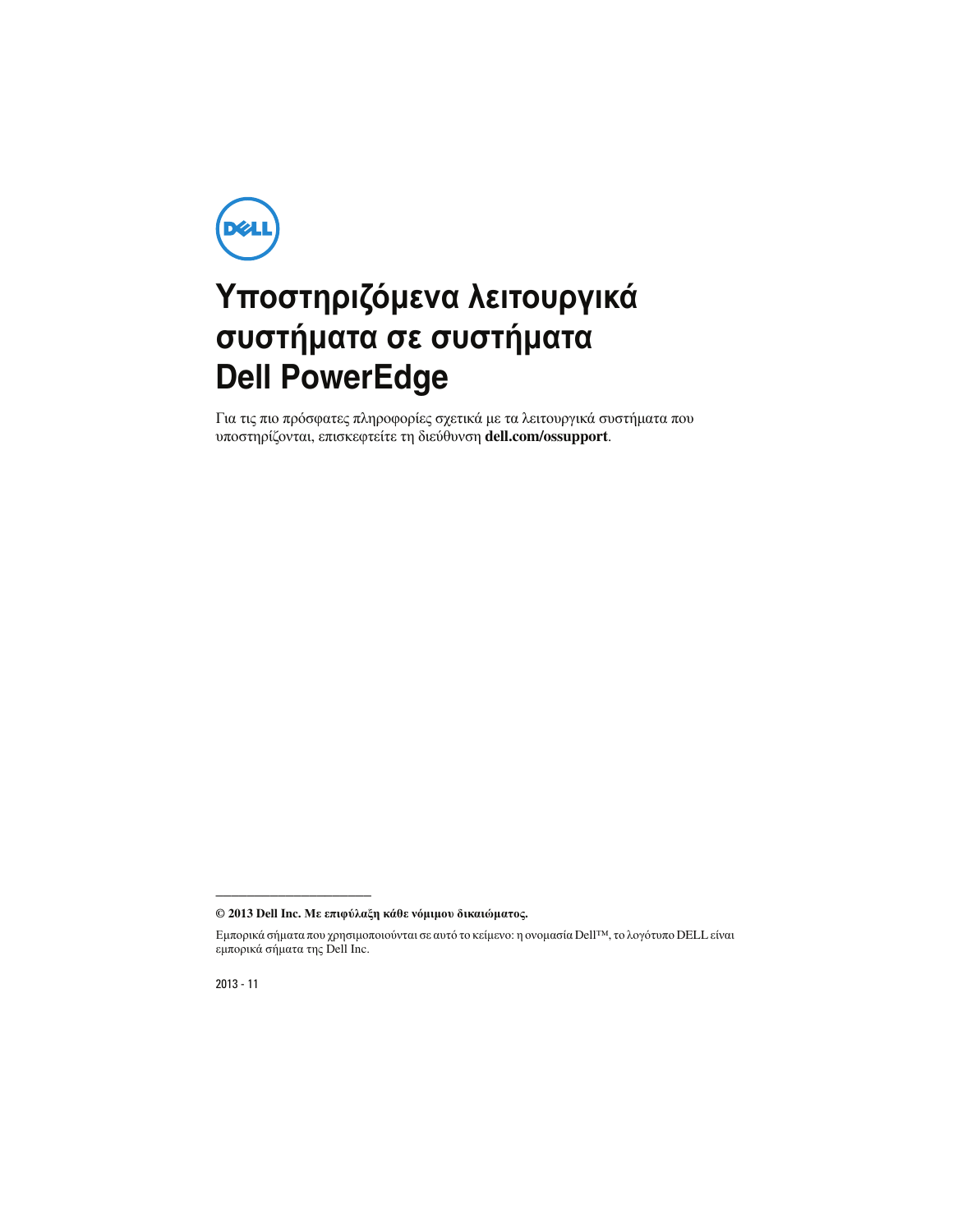# Υποστηριζόμενα λειτουργικά συστήματα σε συστήματα Dell PowerEdge

Για τις πιο πρόσφατες πληροφορίες σχετικά με τα λειτουργικά συστήματα που υποστηρίζονται, επισκεφτείτε τη διεύθυνση **dell.com/ossupport**.

---

**© 2013 Dell Inc. Με επιφύλαξη κάθε νόμιμου δικαιώματος.**

Εμπορικά σήματα που χρησιμοποιούνται σε αυτό το κείμενο: η ονομασία Dell™, το λογότυπο DELL είναι εμπορικά σήματα της Dell Inc.

2013 - 11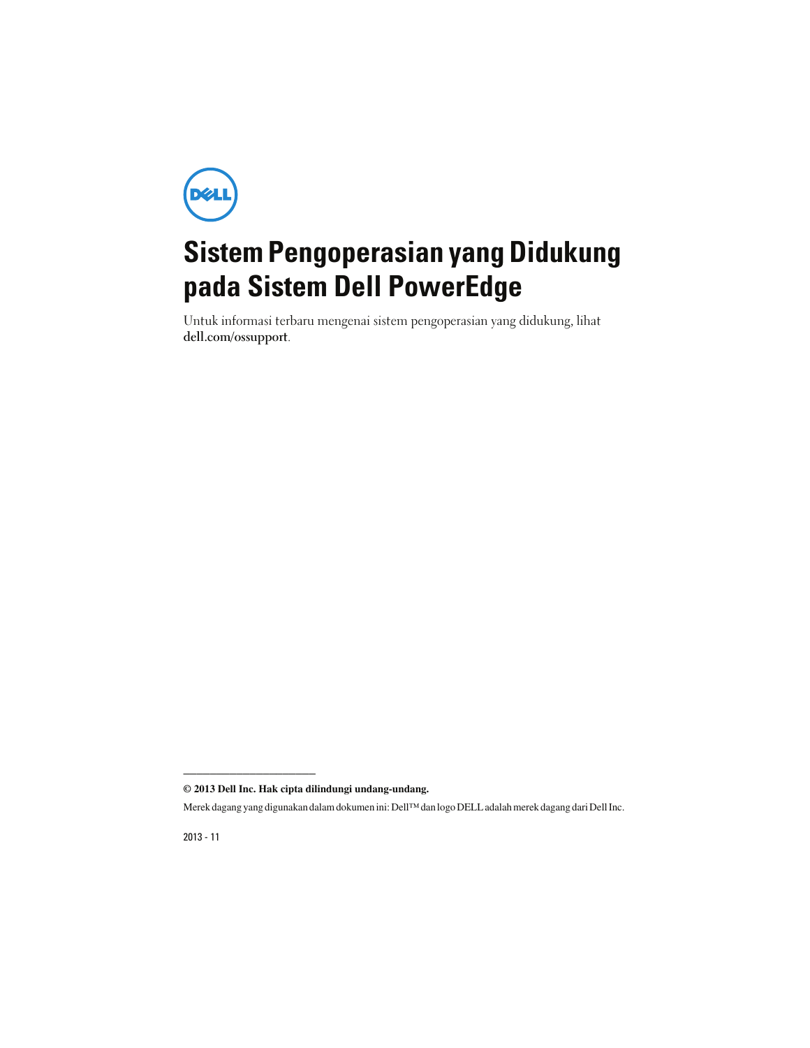# Sistem Pengoperasian yang Didukung pada Sistem Dell PowerEdge

Untuk informasi terbaru mengenai sistem pengoperasian yang didukung, lihat **dell.com/ossupport**.

---

**© 2013 Dell Inc. Hak cipta dilindungi undang-undang.**

Merek dagang yang digunakan dalam dokumen ini: Dell™ dan logo DELL adalah merek dagang dari Dell Inc.

2013 - 11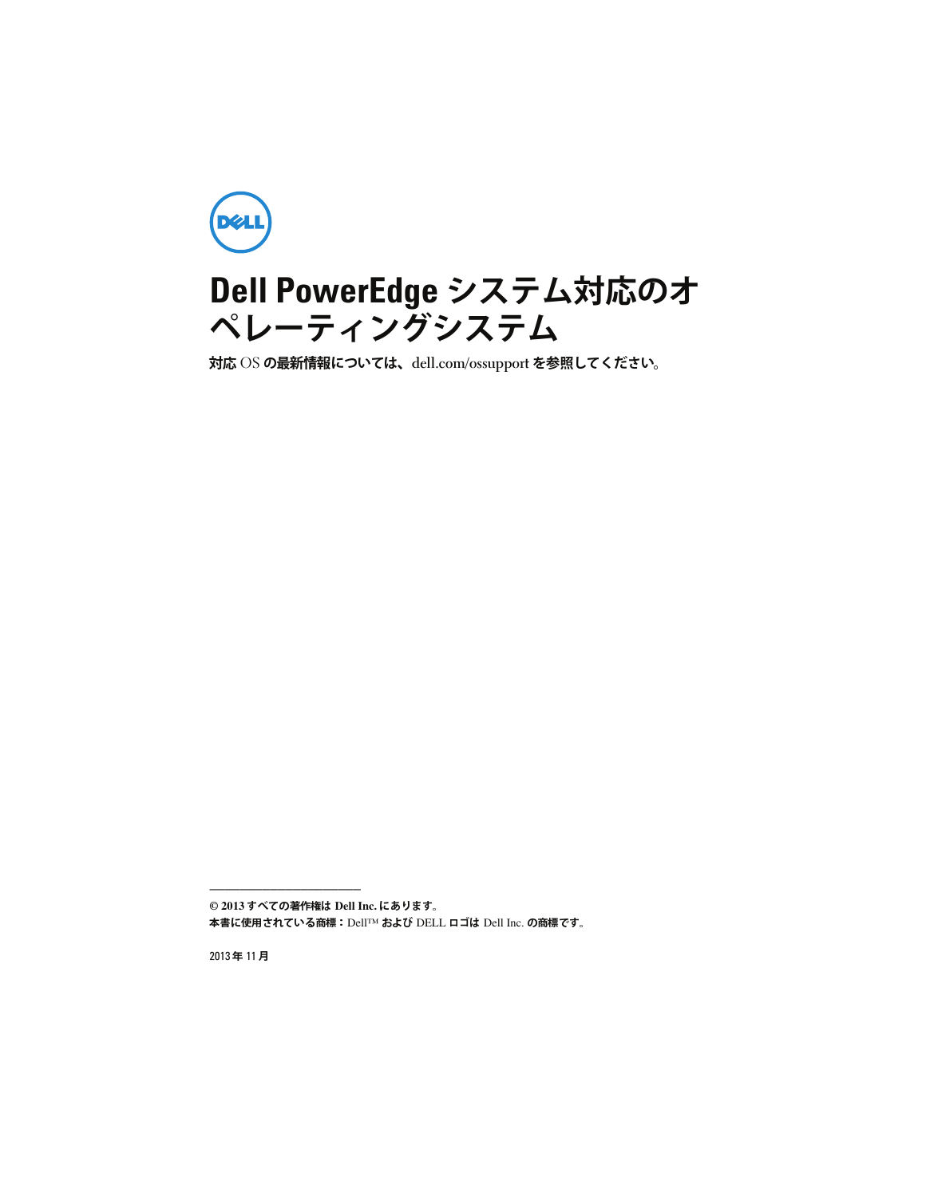# Dell PowerEdge システム対応のオペレーティングシステム

**対応** OS **の最新情報については、**dell.com/ossupport **を参照してください。**

---

**© 2013 すべての著作権は Dell Inc. にあります。**

**本書に使用されている商標：**Dell™ **および** DELL **ロゴは** Dell Inc. **の商標です。**

2013 年 11 月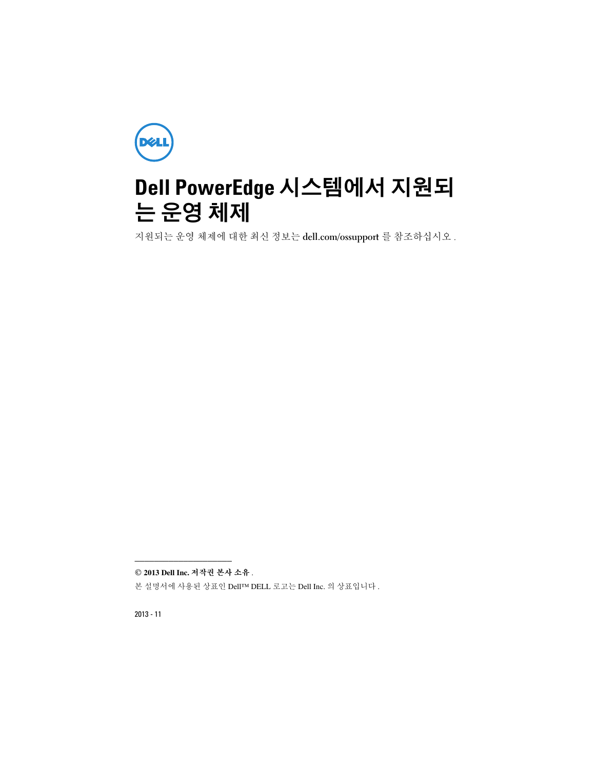# Dell PowerEdge 시스템에서 지원되는 운영 체제

지원되는 운영 체제에 대한 최신 정보는 dell.com/ossupport 를 참조하십시오 .

---

**© 2013 Dell Inc. 저작권 본사 소유** .

본 설명서에 사용된 상표인 Dell™ DELL 로고는 Dell Inc. 의 상표입니다 .

2013 - 11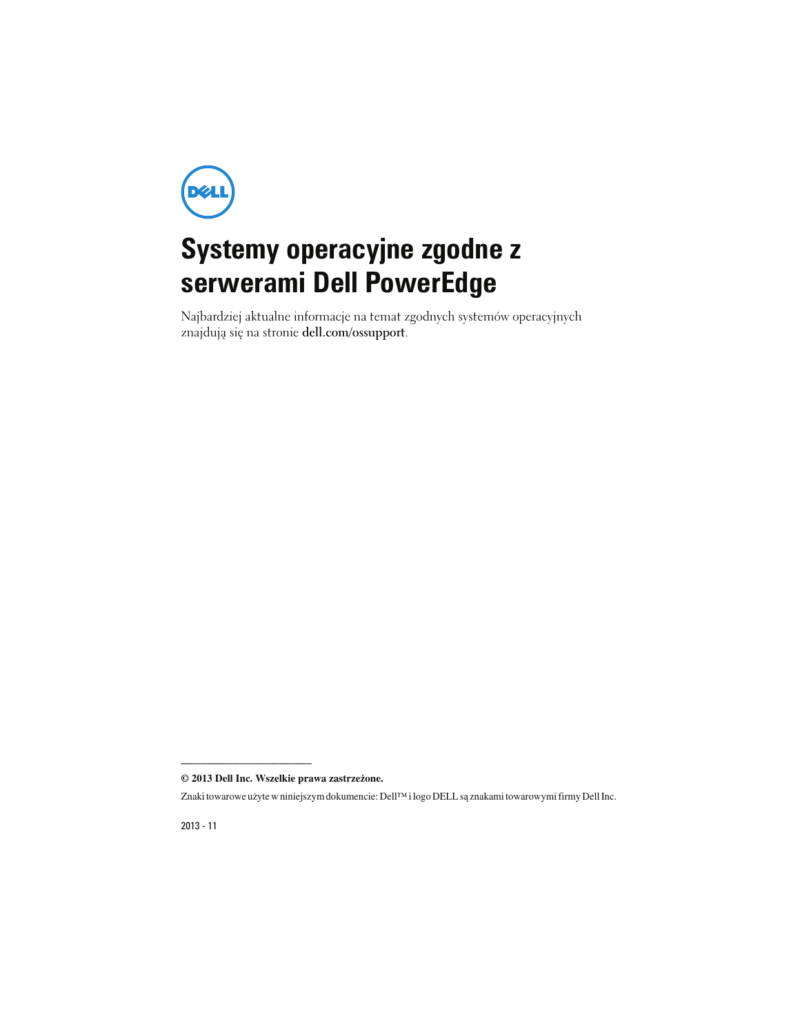# Systemy operacyjne zgodne z serwerami Dell PowerEdge

Najbardziej aktualne informacje na temat zgodnych systemów operacyjnych znajdują się na stronie **dell.com/ossupport**.

---

**© 2013 Dell Inc. Wszelkie prawa zastrzeżone.**

Znaki towarowe użyte w niniejszym dokumencie: Dell™ i logo DELL są znakami towarowymi firmy Dell Inc.

2013 - 11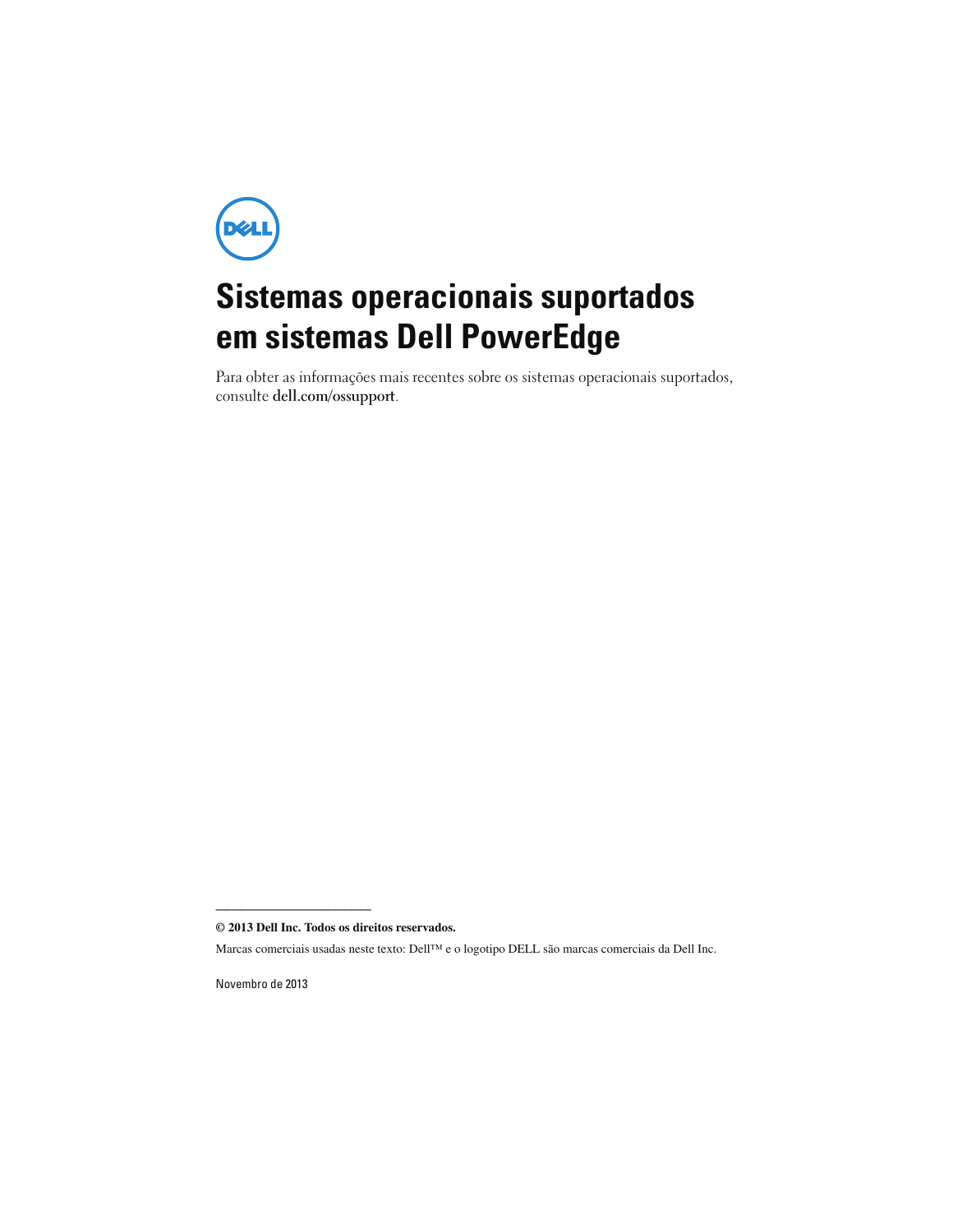# Sistemas operacionais suportados em sistemas Dell PowerEdge

Para obter as informações mais recentes sobre os sistemas operacionais suportados, consulte **dell.com/ossupport**.

---

**© 2013 Dell Inc. Todos os direitos reservados.**

Marcas comerciais usadas neste texto: Dell™ e o logotipo DELL são marcas comerciais da Dell Inc.

Novembro de 2013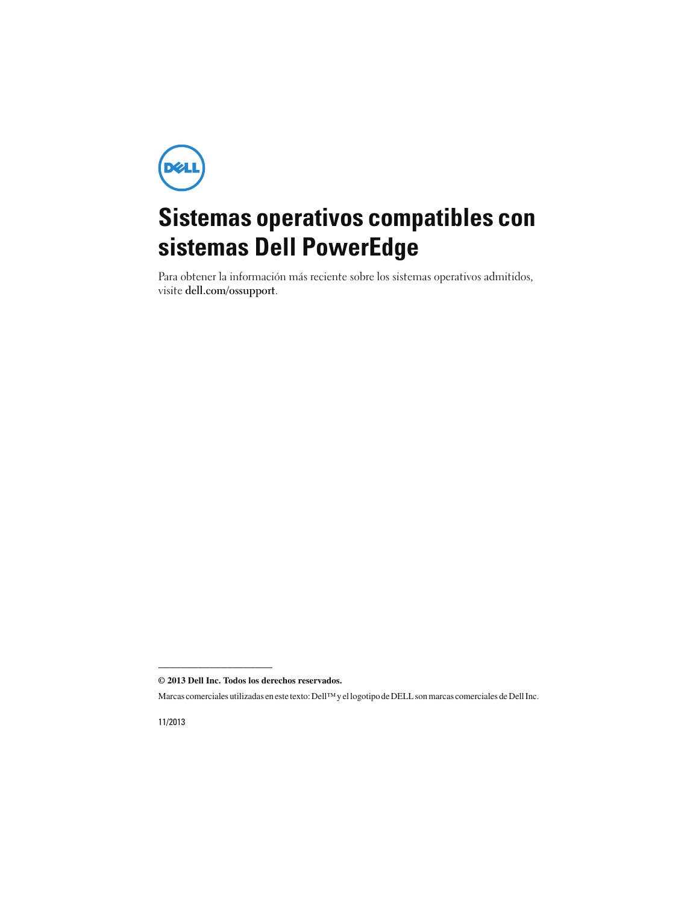# Sistemas operativos compatibles con sistemas Dell PowerEdge

Para obtener la información más reciente sobre los sistemas operativos admitidos, visite **dell.com/ossupport**.

---

**© 2013 Dell Inc. Todos los derechos reservados.**

Marcas comerciales utilizadas en este texto: Dell™ y el logotipo de DELL son marcas comerciales de Dell Inc.

11/2013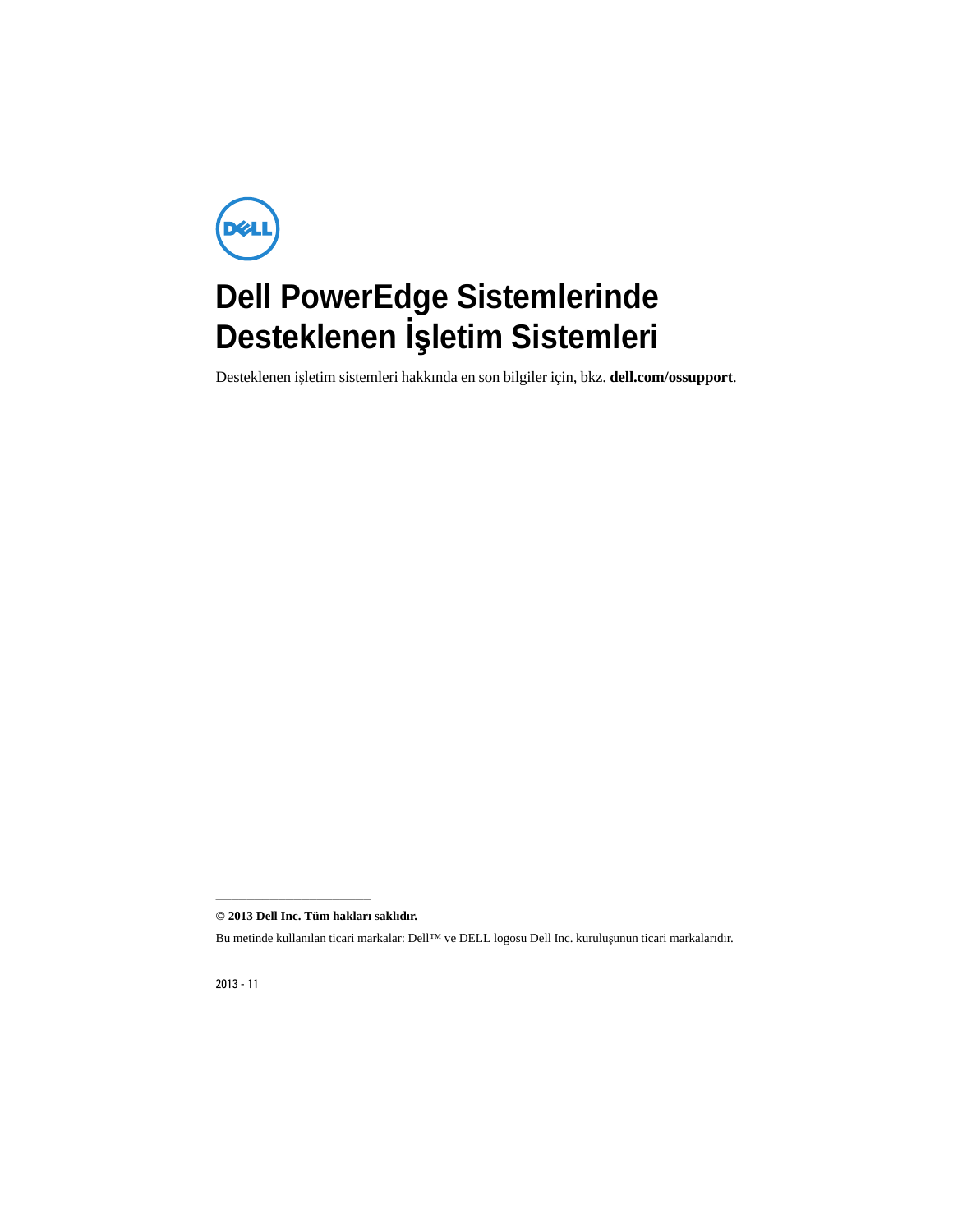# Dell PowerEdge Sistemlerinde Desteklenen İşletim Sistemleri

Desteklenen işletim sistemleri hakkında en son bilgiler için, bkz. **dell.com/ossupport**.

---

**© 2013 Dell Inc. Tüm hakları saklıdır.**

Bu metinde kullanılan ticari markalar: Dell™ ve DELL logosu Dell Inc. kuruluşunun ticari markalarıdır.

2013 - 11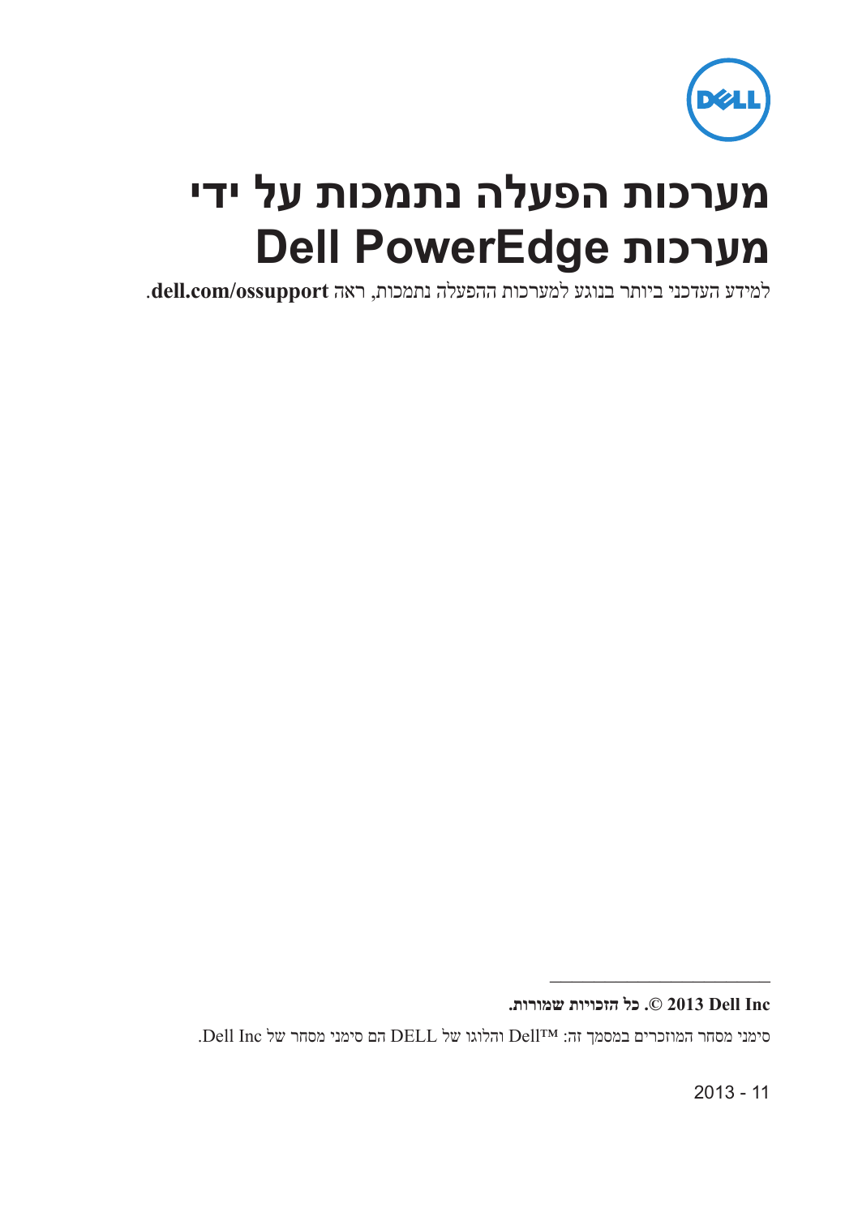# מערכות הפעלה נתמכות על ידי מערכות Dell PowerEdge

למידע העדכני ביותר בנוגע למערכות ההפעלה נתמכות, ראה **dell.com/ossupport**.

---

**© 2013 Dell Inc. כל הזכויות שמורות.**

סימני מסחר המוזכרים במסמך זה: ™Dell והלוגו של DELL הם סימני מסחר של Dell Inc.

2013 - 11